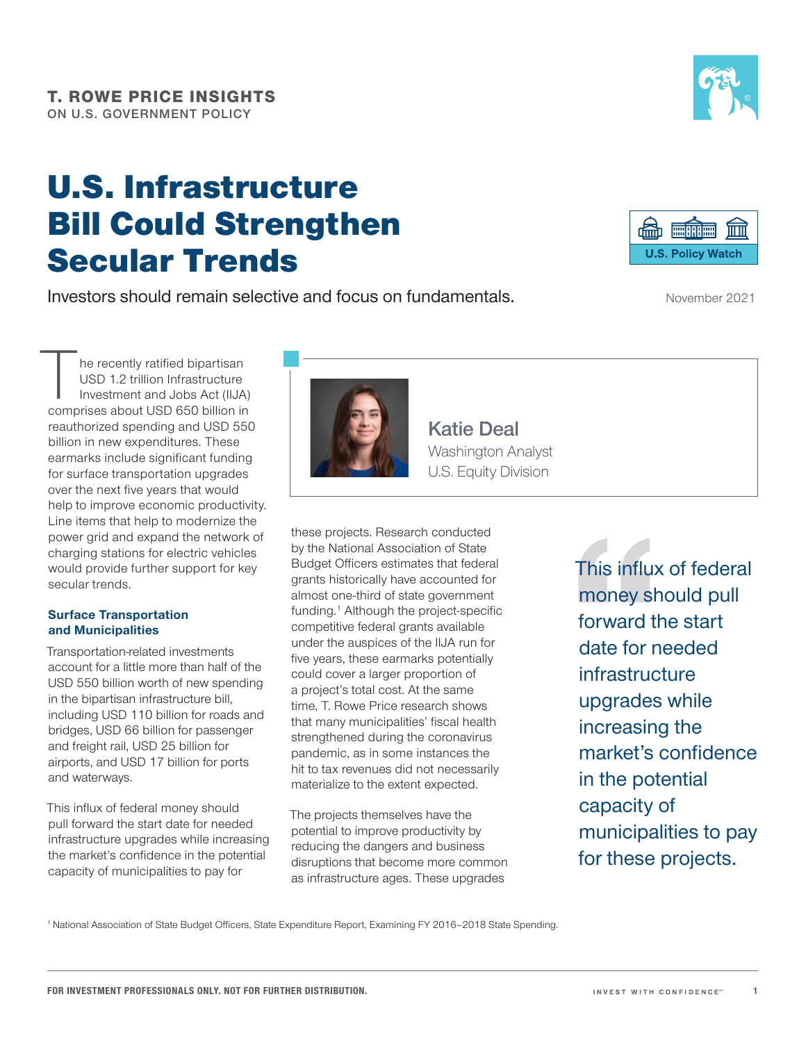**T. ROWE PRICE INSIGHTS**
ON U.S. GOVERNMENT POLICY

U.S. Policy Watch

# U.S. Infrastructure Bill Could Strengthen Secular Trends

Investors should remain selective and focus on fundamentals.

November 2021

**Katie Deal**
Washington Analyst
U.S. Equity Division

The recently ratified bipartisan USD 1.2 trillion Infrastructure Investment and Jobs Act (IIJA) comprises about USD 650 billion in reauthorized spending and USD 550 billion in new expenditures. These earmarks include significant funding for surface transportation upgrades over the next five years that would help to improve economic productivity. Line items that help to modernize the power grid and expand the network of charging stations for electric vehicles would provide further support for key secular trends.

### Surface Transportation and Municipalities

Transportation-related investments account for a little more than half of the USD 550 billion worth of new spending in the bipartisan infrastructure bill, including USD 110 billion for roads and bridges, USD 66 billion for passenger and freight rail, USD 25 billion for airports, and USD 17 billion for ports and waterways.

This influx of federal money should pull forward the start date for needed infrastructure upgrades while increasing the market's confidence in the potential capacity of municipalities to pay for these projects. Research conducted by the National Association of State Budget Officers estimates that federal grants historically have accounted for almost one-third of state government funding.[1] Although the project-specific competitive federal grants available under the auspices of the IIJA run for five years, these earmarks potentially could cover a larger proportion of a project's total cost. At the same time, T. Rowe Price research shows that many municipalities' fiscal health strengthened during the coronavirus pandemic, as in some instances the hit to tax revenues did not necessarily materialize to the extent expected.

> This influx of federal money should pull forward the start date for needed infrastructure upgrades while increasing the market's confidence in the potential capacity of municipalities to pay for these projects.

The projects themselves have the potential to improve productivity by reducing the dangers and business disruptions that become more common as infrastructure ages. These upgrades

[1] National Association of State Budget Officers, State Expenditure Report, Examining FY 2016–2018 State Spending.

FOR INVESTMENT PROFESSIONALS ONLY. NOT FOR FURTHER DISTRIBUTION.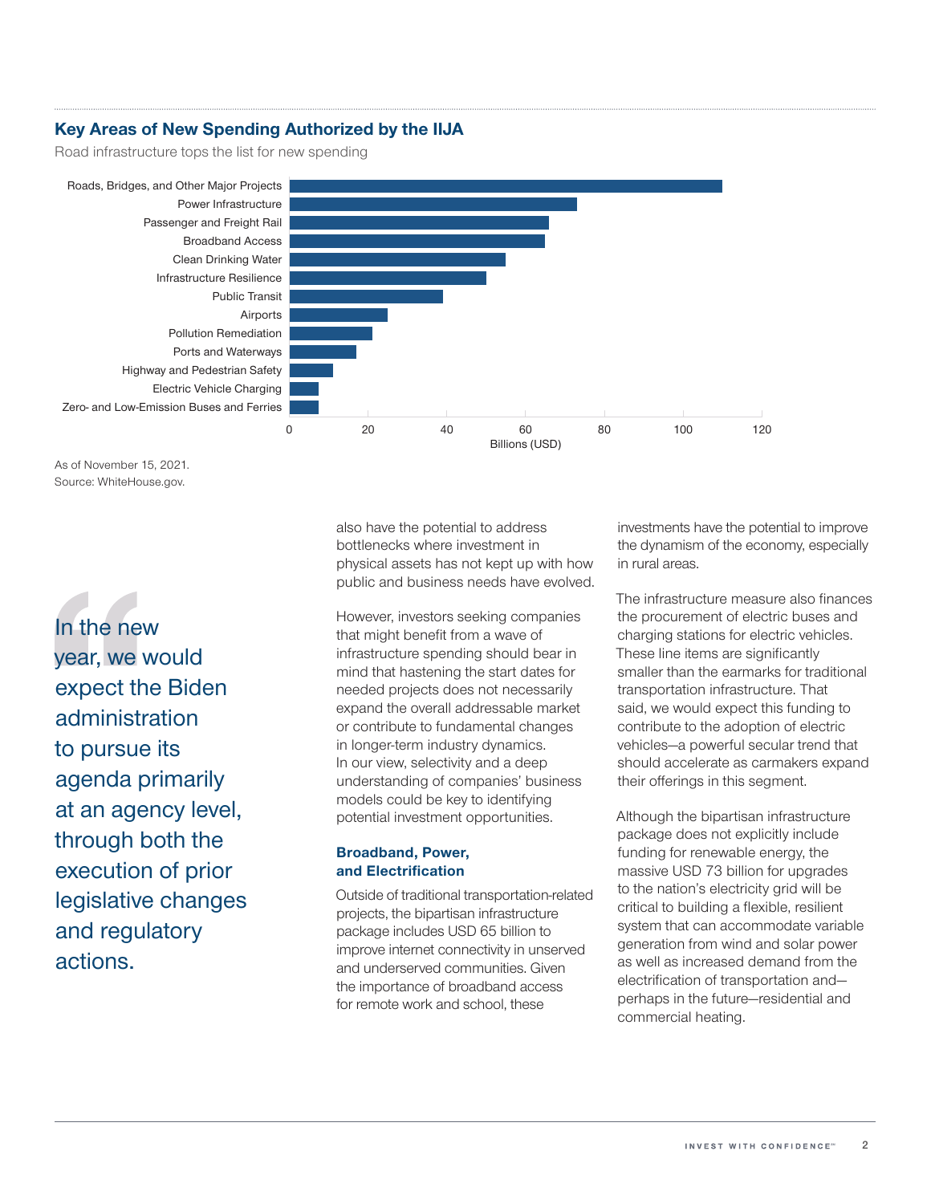### Key Areas of New Spending Authorized by the IIJA

Road infrastructure tops the list for new spending

| Category |
|---|
| Roads, Bridges, and Other Major Projects |
| Power Infrastructure |
| Passenger and Freight Rail |
| Broadband Access |
| Clean Drinking Water |
| Infrastructure Resilience |
| Public Transit |
| Airports |
| Pollution Remediation |
| Ports and Waterways |
| Highway and Pedestrian Safety |
| Electric Vehicle Charging |
| Zero- and Low-Emission Buses and Ferries |

Billions (USD): 0, 20, 40, 60, 80, 100, 120

As of November 15, 2021.
Source: WhiteHouse.gov.

> In the new year, we would expect the Biden administration to pursue its agenda primarily at an agency level, through both the execution of prior legislative changes and regulatory actions.

also have the potential to address bottlenecks where investment in physical assets has not kept up with how public and business needs have evolved.

However, investors seeking companies that might benefit from a wave of infrastructure spending should bear in mind that hastening the start dates for needed projects does not necessarily expand the overall addressable market or contribute to fundamental changes in longer-term industry dynamics. In our view, selectivity and a deep understanding of companies' business models could be key to identifying potential investment opportunities.

#### Broadband, Power, and Electrification

Outside of traditional transportation-related projects, the bipartisan infrastructure package includes USD 65 billion to improve internet connectivity in unserved and underserved communities. Given the importance of broadband access for remote work and school, these investments have the potential to improve the dynamism of the economy, especially in rural areas.

The infrastructure measure also finances the procurement of electric buses and charging stations for electric vehicles. These line items are significantly smaller than the earmarks for traditional transportation infrastructure. That said, we would expect this funding to contribute to the adoption of electric vehicles—a powerful secular trend that should accelerate as carmakers expand their offerings in this segment.

Although the bipartisan infrastructure package does not explicitly include funding for renewable energy, the massive USD 73 billion for upgrades to the nation's electricity grid will be critical to building a flexible, resilient system that can accommodate variable generation from wind and solar power as well as increased demand from the electrification of transportation and—perhaps in the future—residential and commercial heating.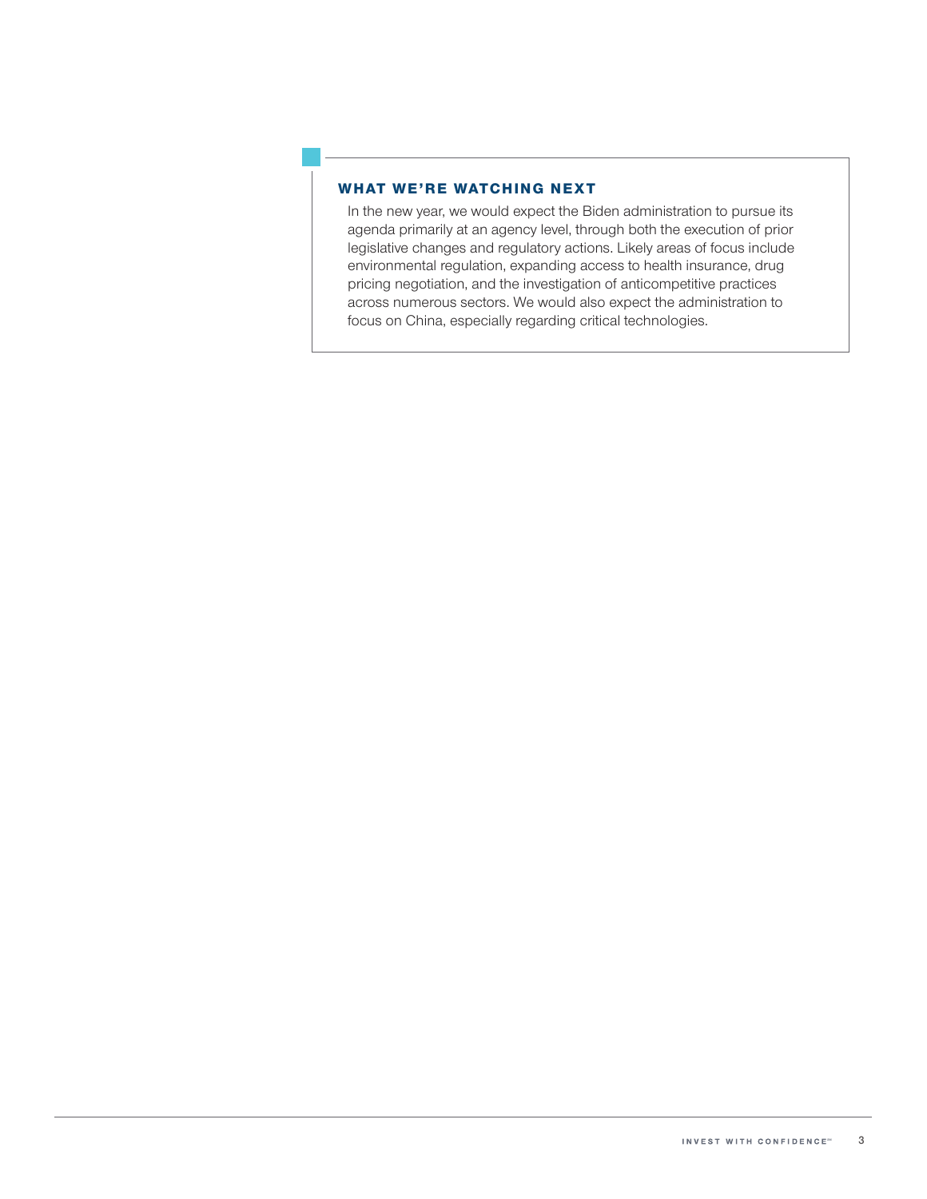### WHAT WE'RE WATCHING NEXT

In the new year, we would expect the Biden administration to pursue its agenda primarily at an agency level, through both the execution of prior legislative changes and regulatory actions. Likely areas of focus include environmental regulation, expanding access to health insurance, drug pricing negotiation, and the investigation of anticompetitive practices across numerous sectors. We would also expect the administration to focus on China, especially regarding critical technologies.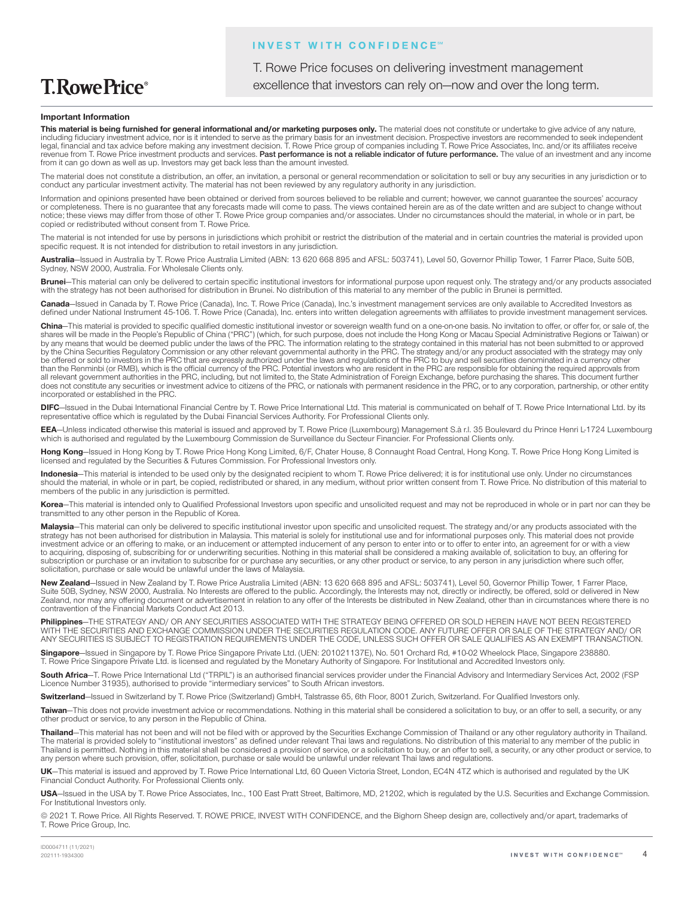**INVEST WITH CONFIDENCE℠**

T. Rowe Price focuses on delivering investment management excellence that investors can rely on—now and over the long term.

T. Rowe Price®

### Important Information

**This material is being furnished for general informational and/or marketing purposes only.** The material does not constitute or undertake to give advice of any nature, including fiduciary investment advice, nor is it intended to serve as the primary basis for an investment decision. Prospective investors are recommended to seek independent legal, financial and tax advice before making any investment decision. T. Rowe Price group of companies including T. Rowe Price Associates, Inc. and/or its affiliates receive revenue from T. Rowe Price investment products and services. **Past performance is not a reliable indicator of future performance.** The value of an investment and any income from it can go down as well as up. Investors may get back less than the amount invested.

The material does not constitute a distribution, an offer, an invitation, a personal or general recommendation or solicitation to sell or buy any securities in any jurisdiction or to conduct any particular investment activity. The material has not been reviewed by any regulatory authority in any jurisdiction.

Information and opinions presented have been obtained or derived from sources believed to be reliable and current; however, we cannot guarantee the sources' accuracy or completeness. There is no guarantee that any forecasts made will come to pass. The views contained herein are as of the date written and are subject to change without notice; these views may differ from those of other T. Rowe Price group companies and/or associates. Under no circumstances should the material, in whole or in part, be copied or redistributed without consent from T. Rowe Price.

The material is not intended for use by persons in jurisdictions which prohibit or restrict the distribution of the material and in certain countries the material is provided upon specific request. It is not intended for distribution to retail investors in any jurisdiction.

**Australia**—Issued in Australia by T. Rowe Price Australia Limited (ABN: 13 620 668 895 and AFSL: 503741), Level 50, Governor Phillip Tower, 1 Farrer Place, Suite 50B, Sydney, NSW 2000, Australia. For Wholesale Clients only.

**Brunei**—This material can only be delivered to certain specific institutional investors for informational purpose upon request only. The strategy and/or any products associated with the strategy has not been authorised for distribution in Brunei. No distribution of this material to any member of the public in Brunei is permitted.

**Canada**—Issued in Canada by T. Rowe Price (Canada), Inc. T. Rowe Price (Canada), Inc.'s investment management services are only available to Accredited Investors as defined under National Instrument 45-106. T. Rowe Price (Canada), Inc. enters into written delegation agreements with affiliates to provide investment management services.

**China**—This material is provided to specific qualified domestic institutional investor or sovereign wealth fund on a one-on-one basis. No invitation to offer, or offer for, or sale of, the shares will be made in the People's Republic of China ("PRC") (which, for such purpose, does not include the Hong Kong or Macau Special Administrative Regions or Taiwan) or by any means that would be deemed public under the laws of the PRC. The information relating to the strategy contained in this material has not been submitted to or approved by the China Securities Regulatory Commission or any other relevant governmental authority in the PRC. The strategy and/or any product associated with the strategy may only be offered or sold to investors in the PRC that are expressly authorized under the laws and regulations of the PRC to buy and sell securities denominated in a currency other than the Renminbi (or RMB), which is the official currency of the PRC. Potential investors who are resident in the PRC are responsible for obtaining the required approvals from all relevant government authorities in the PRC, including, but not limited to, the State Administration of Foreign Exchange, before purchasing the shares. This document further does not constitute any securities or investment advice to citizens of the PRC, or nationals with permanent residence in the PRC, or to any corporation, partnership, or other entity incorporated or established in the PRC.

**DIFC**—Issued in the Dubai International Financial Centre by T. Rowe Price International Ltd. This material is communicated on behalf of T. Rowe Price International Ltd. by its representative office which is regulated by the Dubai Financial Services Authority. For Professional Clients only.

**EEA**—Unless indicated otherwise this material is issued and approved by T. Rowe Price (Luxembourg) Management S.à r.l. 35 Boulevard du Prince Henri L-1724 Luxembourg which is authorised and regulated by the Luxembourg Commission de Surveillance du Secteur Financier. For Professional Clients only.

**Hong Kong**—Issued in Hong Kong by T. Rowe Price Hong Kong Limited, 6/F, Chater House, 8 Connaught Road Central, Hong Kong. T. Rowe Price Hong Kong Limited is licensed and regulated by the Securities & Futures Commission. For Professional Investors only.

**Indonesia**—This material is intended to be used only by the designated recipient to whom T. Rowe Price delivered; it is for institutional use only. Under no circumstances should the material, in whole or in part, be copied, redistributed or shared, in any medium, without prior written consent from T. Rowe Price. No distribution of this material to members of the public in any jurisdiction is permitted.

**Korea**—This material is intended only to Qualified Professional Investors upon specific and unsolicited request and may not be reproduced in whole or in part nor can they be transmitted to any other person in the Republic of Korea.

**Malaysia**—This material can only be delivered to specific institutional investor upon specific and unsolicited request. The strategy and/or any products associated with the strategy has not been authorised for distribution in Malaysia. This material is solely for institutional use and for informational purposes only. This material does not provide investment advice or an offering to make, or an inducement or attempted inducement of any person to enter into or to offer to enter into, an agreement for or with a view to acquiring, disposing of, subscribing for or underwriting securities. Nothing in this material shall be considered a making available of, solicitation to buy, an offering for subscription or purchase or an invitation to subscribe for or purchase any securities, or any other product or service, to any person in any jurisdiction where such offer, solicitation, purchase or sale would be unlawful under the laws of Malaysia.

**New Zealand**—Issued in New Zealand by T. Rowe Price Australia Limited (ABN: 13 620 668 895 and AFSL: 503741), Level 50, Governor Phillip Tower, 1 Farrer Place, Suite 50B, Sydney, NSW 2000, Australia. No Interests are offered to the public. Accordingly, the Interests may not, directly or indirectly, be offered, sold or delivered in New Zealand, nor may any offering document or advertisement in relation to any offer of the Interests be distributed in New Zealand, other than in circumstances where there is no contravention of the Financial Markets Conduct Act 2013.

**Philippines**—THE STRATEGY AND/ OR ANY SECURITIES ASSOCIATED WITH THE STRATEGY BEING OFFERED OR SOLD HEREIN HAVE NOT BEEN REGISTERED WITH THE SECURITIES AND EXCHANGE COMMISSION UNDER THE SECURITIES REGULATION CODE. ANY FUTURE OFFER OR SALE OF THE STRATEGY AND/ OR ANY SECURITIES IS SUBJECT TO REGISTRATION REQUIREMENTS UNDER THE CODE, UNLESS SUCH OFFER OR SALE QUALIFIES AS AN EXEMPT TRANSACTION.

**Singapore**—Issued in Singapore by T. Rowe Price Singapore Private Ltd. (UEN: 201021137E), No. 501 Orchard Rd, #10-02 Wheelock Place, Singapore 238880. T. Rowe Price Singapore Private Ltd. is licensed and regulated by the Monetary Authority of Singapore. For Institutional and Accredited Investors only.

**South Africa**—T. Rowe Price International Ltd ("TRPIL") is an authorised financial services provider under the Financial Advisory and Intermediary Services Act, 2002 (FSP Licence Number 31935), authorised to provide "intermediary services" to South African investors.

**Switzerland**—Issued in Switzerland by T. Rowe Price (Switzerland) GmbH, Talstrasse 65, 6th Floor, 8001 Zurich, Switzerland. For Qualified Investors only.

**Taiwan**—This does not provide investment advice or recommendations. Nothing in this material shall be considered a solicitation to buy, or an offer to sell, a security, or any other product or service, to any person in the Republic of China.

**Thailand**—This material has not been and will not be filed with or approved by the Securities Exchange Commission of Thailand or any other regulatory authority in Thailand. The material is provided solely to "institutional investors" as defined under relevant Thai laws and regulations. No distribution of this material to any member of the public in Thailand is permitted. Nothing in this material shall be considered a provision of service, or a solicitation to buy, or an offer to sell, a security, or any other product or service, to any person where such provision, offer, solicitation, purchase or sale would be unlawful under relevant Thai laws and regulations.

**UK**—This material is issued and approved by T. Rowe Price International Ltd, 60 Queen Victoria Street, London, EC4N 4TZ which is authorised and regulated by the UK Financial Conduct Authority. For Professional Clients only.

**USA**—Issued in the USA by T. Rowe Price Associates, Inc., 100 East Pratt Street, Baltimore, MD, 21202, which is regulated by the U.S. Securities and Exchange Commission. For Institutional Investors only.

© 2021 T. Rowe Price. All Rights Reserved. T. ROWE PRICE, INVEST WITH CONFIDENCE, and the Bighorn Sheep design are, collectively and/or apart, trademarks of T. Rowe Price Group, Inc.

ID0004711 (11/2021)
202111-1934300